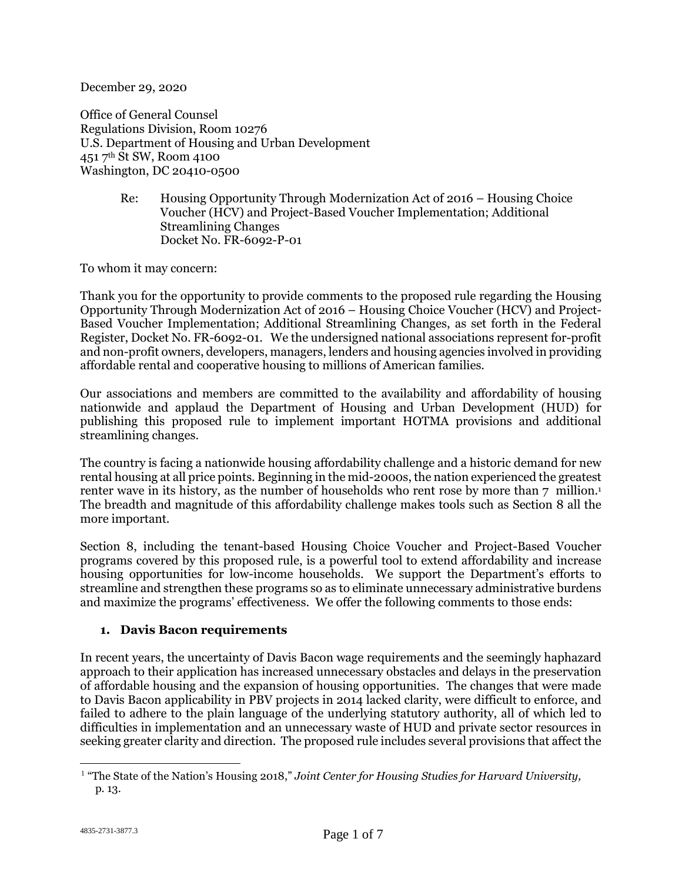December 29, 2020

Office of General Counsel
Regulations Division, Room 10276
U.S. Department of Housing and Urban Development
451 7th St SW, Room 4100
Washington, DC 20410-0500

> Re: Housing Opportunity Through Modernization Act of 2016 – Housing Choice Voucher (HCV) and Project-Based Voucher Implementation; Additional Streamlining Changes
> Docket No. FR-6092-P-01

To whom it may concern:

Thank you for the opportunity to provide comments to the proposed rule regarding the Housing Opportunity Through Modernization Act of 2016 – Housing Choice Voucher (HCV) and Project-Based Voucher Implementation; Additional Streamlining Changes, as set forth in the Federal Register, Docket No. FR-6092-01. We the undersigned national associations represent for-profit and non-profit owners, developers, managers, lenders and housing agencies involved in providing affordable rental and cooperative housing to millions of American families.

Our associations and members are committed to the availability and affordability of housing nationwide and applaud the Department of Housing and Urban Development (HUD) for publishing this proposed rule to implement important HOTMA provisions and additional streamlining changes.

The country is facing a nationwide housing affordability challenge and a historic demand for new rental housing at all price points. Beginning in the mid-2000s, the nation experienced the greatest renter wave in its history, as the number of households who rent rose by more than 7 million.[1] The breadth and magnitude of this affordability challenge makes tools such as Section 8 all the more important.

Section 8, including the tenant-based Housing Choice Voucher and Project-Based Voucher programs covered by this proposed rule, is a powerful tool to extend affordability and increase housing opportunities for low-income households. We support the Department's efforts to streamline and strengthen these programs so as to eliminate unnecessary administrative burdens and maximize the programs' effectiveness. We offer the following comments to those ends:

**1. Davis Bacon requirements**

In recent years, the uncertainty of Davis Bacon wage requirements and the seemingly haphazard approach to their application has increased unnecessary obstacles and delays in the preservation of affordable housing and the expansion of housing opportunities. The changes that were made to Davis Bacon applicability in PBV projects in 2014 lacked clarity, were difficult to enforce, and failed to adhere to the plain language of the underlying statutory authority, all of which led to difficulties in implementation and an unnecessary waste of HUD and private sector resources in seeking greater clarity and direction. The proposed rule includes several provisions that affect the

[1] "The State of the Nation's Housing 2018," *Joint Center for Housing Studies for Harvard University,* p. 13.

4835-2731-3877.3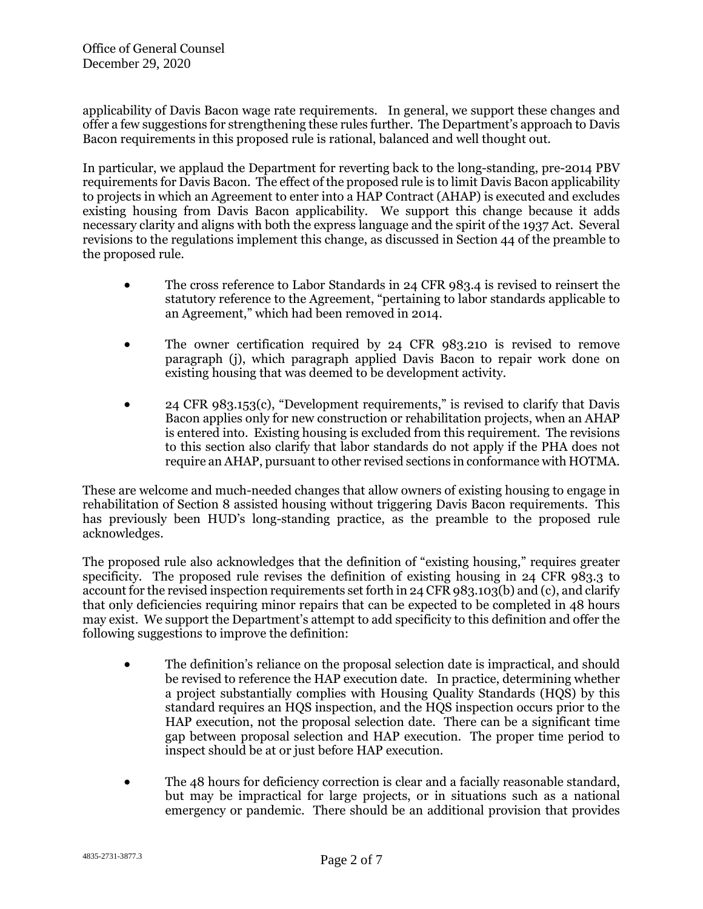applicability of Davis Bacon wage rate requirements. In general, we support these changes and offer a few suggestions for strengthening these rules further. The Department's approach to Davis Bacon requirements in this proposed rule is rational, balanced and well thought out.

In particular, we applaud the Department for reverting back to the long-standing, pre-2014 PBV requirements for Davis Bacon. The effect of the proposed rule is to limit Davis Bacon applicability to projects in which an Agreement to enter into a HAP Contract (AHAP) is executed and excludes existing housing from Davis Bacon applicability. We support this change because it adds necessary clarity and aligns with both the express language and the spirit of the 1937 Act. Several revisions to the regulations implement this change, as discussed in Section 44 of the preamble to the proposed rule.

- The cross reference to Labor Standards in 24 CFR 983.4 is revised to reinsert the statutory reference to the Agreement, "pertaining to labor standards applicable to an Agreement," which had been removed in 2014.
- The owner certification required by 24 CFR 983.210 is revised to remove paragraph (j), which paragraph applied Davis Bacon to repair work done on existing housing that was deemed to be development activity.
- 24 CFR 983.153(c), "Development requirements," is revised to clarify that Davis Bacon applies only for new construction or rehabilitation projects, when an AHAP is entered into. Existing housing is excluded from this requirement. The revisions to this section also clarify that labor standards do not apply if the PHA does not require an AHAP, pursuant to other revised sections in conformance with HOTMA.

These are welcome and much-needed changes that allow owners of existing housing to engage in rehabilitation of Section 8 assisted housing without triggering Davis Bacon requirements. This has previously been HUD's long-standing practice, as the preamble to the proposed rule acknowledges.

The proposed rule also acknowledges that the definition of "existing housing," requires greater specificity. The proposed rule revises the definition of existing housing in 24 CFR 983.3 to account for the revised inspection requirements set forth in 24 CFR 983.103(b) and (c), and clarify that only deficiencies requiring minor repairs that can be expected to be completed in 48 hours may exist. We support the Department's attempt to add specificity to this definition and offer the following suggestions to improve the definition:

- The definition's reliance on the proposal selection date is impractical, and should be revised to reference the HAP execution date. In practice, determining whether a project substantially complies with Housing Quality Standards (HQS) by this standard requires an HQS inspection, and the HQS inspection occurs prior to the HAP execution, not the proposal selection date. There can be a significant time gap between proposal selection and HAP execution. The proper time period to inspect should be at or just before HAP execution.
- The 48 hours for deficiency correction is clear and a facially reasonable standard, but may be impractical for large projects, or in situations such as a national emergency or pandemic. There should be an additional provision that provides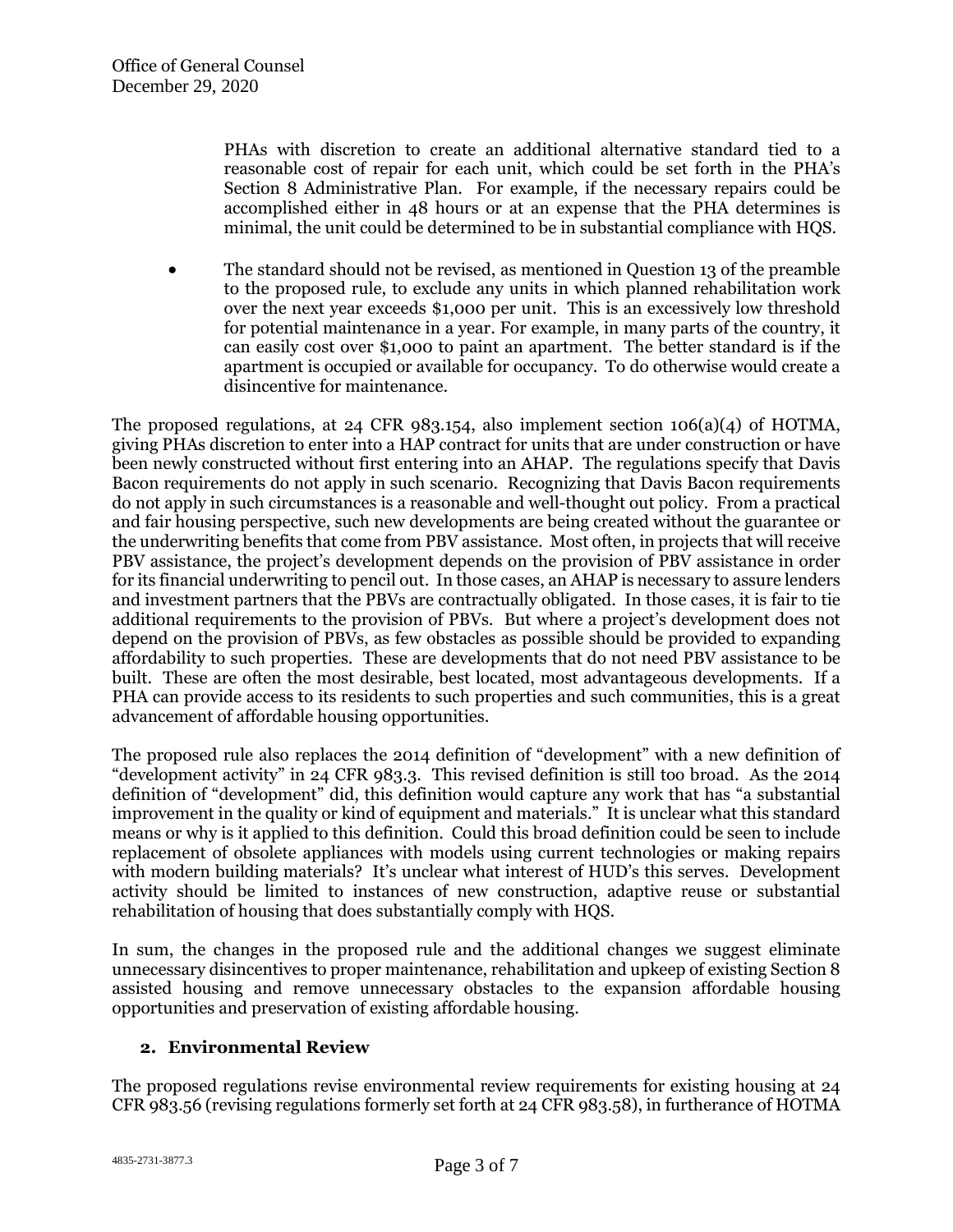PHAs with discretion to create an additional alternative standard tied to a reasonable cost of repair for each unit, which could be set forth in the PHA's Section 8 Administrative Plan. For example, if the necessary repairs could be accomplished either in 48 hours or at an expense that the PHA determines is minimal, the unit could be determined to be in substantial compliance with HQS.

- The standard should not be revised, as mentioned in Question 13 of the preamble to the proposed rule, to exclude any units in which planned rehabilitation work over the next year exceeds $1,000 per unit. This is an excessively low threshold for potential maintenance in a year. For example, in many parts of the country, it can easily cost over $1,000 to paint an apartment. The better standard is if the apartment is occupied or available for occupancy. To do otherwise would create a disincentive for maintenance.

The proposed regulations, at 24 CFR 983.154, also implement section 106(a)(4) of HOTMA, giving PHAs discretion to enter into a HAP contract for units that are under construction or have been newly constructed without first entering into an AHAP. The regulations specify that Davis Bacon requirements do not apply in such scenario. Recognizing that Davis Bacon requirements do not apply in such circumstances is a reasonable and well-thought out policy. From a practical and fair housing perspective, such new developments are being created without the guarantee or the underwriting benefits that come from PBV assistance. Most often, in projects that will receive PBV assistance, the project's development depends on the provision of PBV assistance in order for its financial underwriting to pencil out. In those cases, an AHAP is necessary to assure lenders and investment partners that the PBVs are contractually obligated. In those cases, it is fair to tie additional requirements to the provision of PBVs. But where a project's development does not depend on the provision of PBVs, as few obstacles as possible should be provided to expanding affordability to such properties. These are developments that do not need PBV assistance to be built. These are often the most desirable, best located, most advantageous developments. If a PHA can provide access to its residents to such properties and such communities, this is a great advancement of affordable housing opportunities.

The proposed rule also replaces the 2014 definition of "development" with a new definition of "development activity" in 24 CFR 983.3. This revised definition is still too broad. As the 2014 definition of "development" did, this definition would capture any work that has "a substantial improvement in the quality or kind of equipment and materials." It is unclear what this standard means or why is it applied to this definition. Could this broad definition could be seen to include replacement of obsolete appliances with models using current technologies or making repairs with modern building materials? It's unclear what interest of HUD's this serves. Development activity should be limited to instances of new construction, adaptive reuse or substantial rehabilitation of housing that does substantially comply with HQS.

In sum, the changes in the proposed rule and the additional changes we suggest eliminate unnecessary disincentives to proper maintenance, rehabilitation and upkeep of existing Section 8 assisted housing and remove unnecessary obstacles to the expansion affordable housing opportunities and preservation of existing affordable housing.

## 2. Environmental Review

The proposed regulations revise environmental review requirements for existing housing at 24 CFR 983.56 (revising regulations formerly set forth at 24 CFR 983.58), in furtherance of HOTMA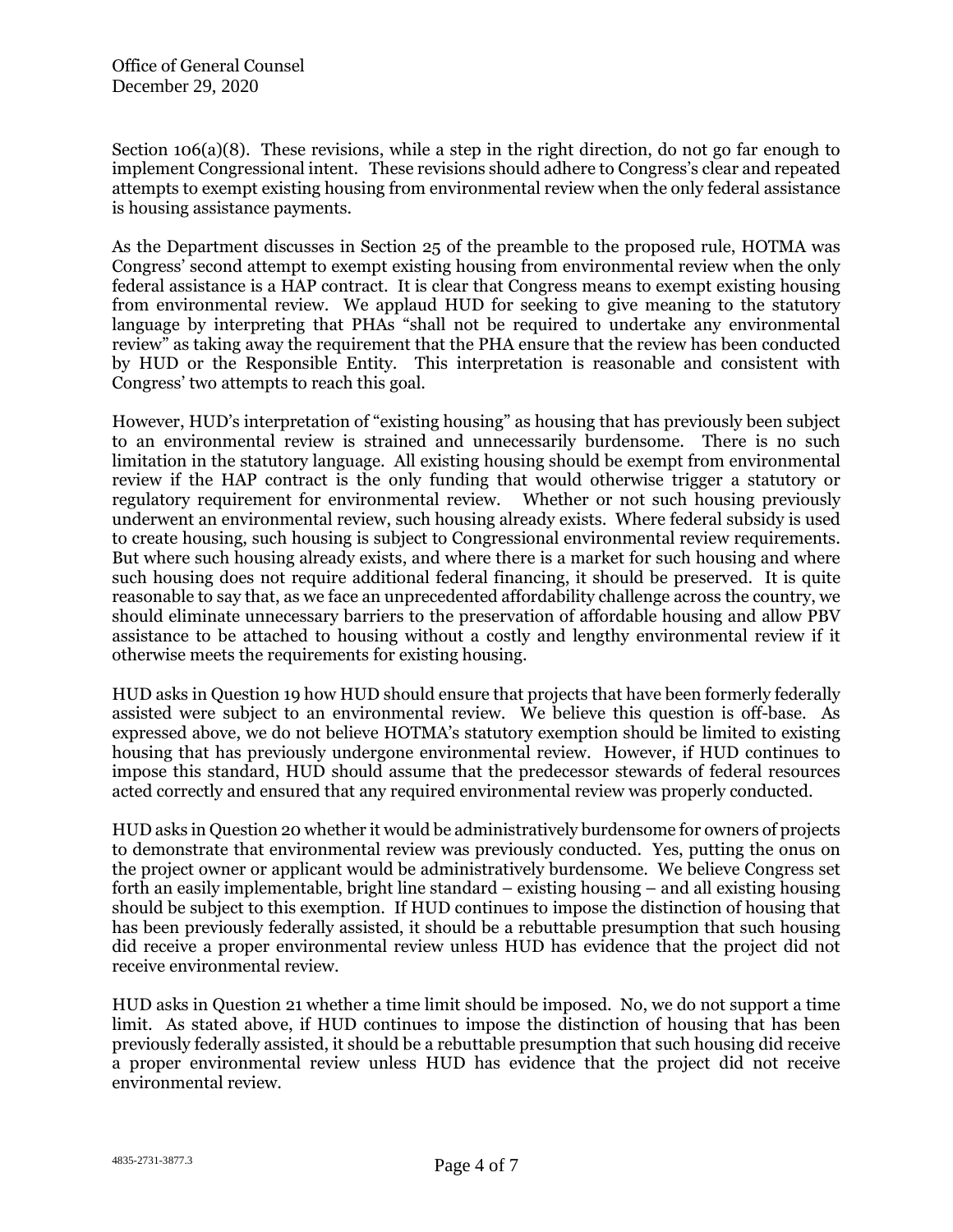Section 106(a)(8). These revisions, while a step in the right direction, do not go far enough to implement Congressional intent. These revisions should adhere to Congress's clear and repeated attempts to exempt existing housing from environmental review when the only federal assistance is housing assistance payments.

As the Department discusses in Section 25 of the preamble to the proposed rule, HOTMA was Congress' second attempt to exempt existing housing from environmental review when the only federal assistance is a HAP contract. It is clear that Congress means to exempt existing housing from environmental review. We applaud HUD for seeking to give meaning to the statutory language by interpreting that PHAs "shall not be required to undertake any environmental review" as taking away the requirement that the PHA ensure that the review has been conducted by HUD or the Responsible Entity. This interpretation is reasonable and consistent with Congress' two attempts to reach this goal.

However, HUD's interpretation of "existing housing" as housing that has previously been subject to an environmental review is strained and unnecessarily burdensome. There is no such limitation in the statutory language. All existing housing should be exempt from environmental review if the HAP contract is the only funding that would otherwise trigger a statutory or regulatory requirement for environmental review. Whether or not such housing previously underwent an environmental review, such housing already exists. Where federal subsidy is used to create housing, such housing is subject to Congressional environmental review requirements. But where such housing already exists, and where there is a market for such housing and where such housing does not require additional federal financing, it should be preserved. It is quite reasonable to say that, as we face an unprecedented affordability challenge across the country, we should eliminate unnecessary barriers to the preservation of affordable housing and allow PBV assistance to be attached to housing without a costly and lengthy environmental review if it otherwise meets the requirements for existing housing.

HUD asks in Question 19 how HUD should ensure that projects that have been formerly federally assisted were subject to an environmental review. We believe this question is off-base. As expressed above, we do not believe HOTMA's statutory exemption should be limited to existing housing that has previously undergone environmental review. However, if HUD continues to impose this standard, HUD should assume that the predecessor stewards of federal resources acted correctly and ensured that any required environmental review was properly conducted.

HUD asks in Question 20 whether it would be administratively burdensome for owners of projects to demonstrate that environmental review was previously conducted. Yes, putting the onus on the project owner or applicant would be administratively burdensome. We believe Congress set forth an easily implementable, bright line standard – existing housing – and all existing housing should be subject to this exemption. If HUD continues to impose the distinction of housing that has been previously federally assisted, it should be a rebuttable presumption that such housing did receive a proper environmental review unless HUD has evidence that the project did not receive environmental review.

HUD asks in Question 21 whether a time limit should be imposed. No, we do not support a time limit. As stated above, if HUD continues to impose the distinction of housing that has been previously federally assisted, it should be a rebuttable presumption that such housing did receive a proper environmental review unless HUD has evidence that the project did not receive environmental review.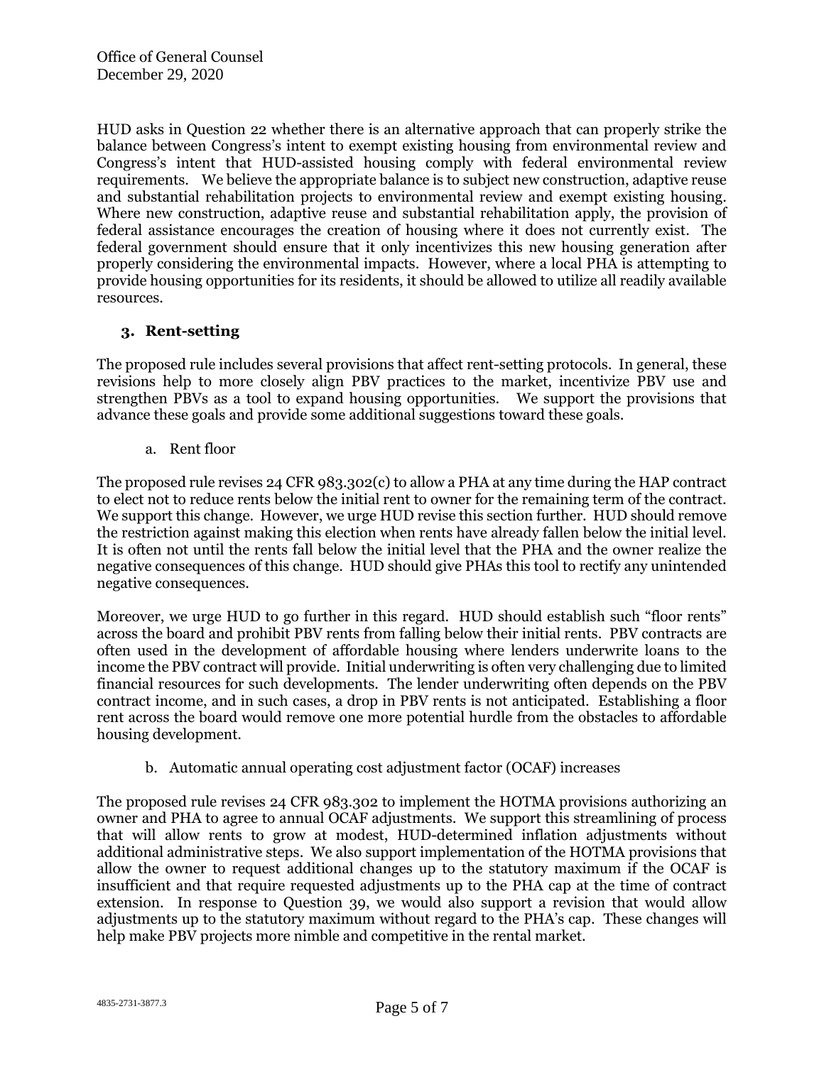HUD asks in Question 22 whether there is an alternative approach that can properly strike the balance between Congress's intent to exempt existing housing from environmental review and Congress's intent that HUD-assisted housing comply with federal environmental review requirements. We believe the appropriate balance is to subject new construction, adaptive reuse and substantial rehabilitation projects to environmental review and exempt existing housing. Where new construction, adaptive reuse and substantial rehabilitation apply, the provision of federal assistance encourages the creation of housing where it does not currently exist. The federal government should ensure that it only incentivizes this new housing generation after properly considering the environmental impacts. However, where a local PHA is attempting to provide housing opportunities for its residents, it should be allowed to utilize all readily available resources.

### 3. Rent-setting

The proposed rule includes several provisions that affect rent-setting protocols. In general, these revisions help to more closely align PBV practices to the market, incentivize PBV use and strengthen PBVs as a tool to expand housing opportunities. We support the provisions that advance these goals and provide some additional suggestions toward these goals.

a. Rent floor

The proposed rule revises 24 CFR 983.302(c) to allow a PHA at any time during the HAP contract to elect not to reduce rents below the initial rent to owner for the remaining term of the contract. We support this change. However, we urge HUD revise this section further. HUD should remove the restriction against making this election when rents have already fallen below the initial level. It is often not until the rents fall below the initial level that the PHA and the owner realize the negative consequences of this change. HUD should give PHAs this tool to rectify any unintended negative consequences.

Moreover, we urge HUD to go further in this regard. HUD should establish such "floor rents" across the board and prohibit PBV rents from falling below their initial rents. PBV contracts are often used in the development of affordable housing where lenders underwrite loans to the income the PBV contract will provide. Initial underwriting is often very challenging due to limited financial resources for such developments. The lender underwriting often depends on the PBV contract income, and in such cases, a drop in PBV rents is not anticipated. Establishing a floor rent across the board would remove one more potential hurdle from the obstacles to affordable housing development.

b. Automatic annual operating cost adjustment factor (OCAF) increases

The proposed rule revises 24 CFR 983.302 to implement the HOTMA provisions authorizing an owner and PHA to agree to annual OCAF adjustments. We support this streamlining of process that will allow rents to grow at modest, HUD-determined inflation adjustments without additional administrative steps. We also support implementation of the HOTMA provisions that allow the owner to request additional changes up to the statutory maximum if the OCAF is insufficient and that require requested adjustments up to the PHA cap at the time of contract extension. In response to Question 39, we would also support a revision that would allow adjustments up to the statutory maximum without regard to the PHA's cap. These changes will help make PBV projects more nimble and competitive in the rental market.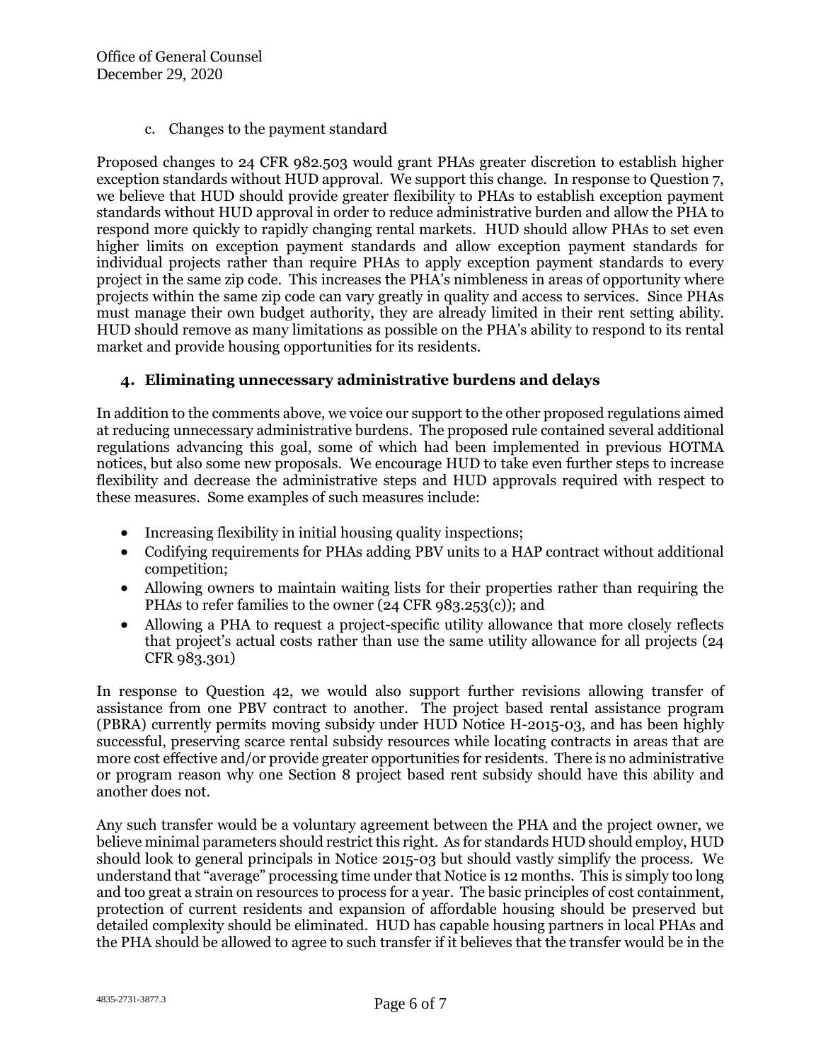c. Changes to the payment standard

Proposed changes to 24 CFR 982.503 would grant PHAs greater discretion to establish higher exception standards without HUD approval. We support this change. In response to Question 7, we believe that HUD should provide greater flexibility to PHAs to establish exception payment standards without HUD approval in order to reduce administrative burden and allow the PHA to respond more quickly to rapidly changing rental markets. HUD should allow PHAs to set even higher limits on exception payment standards and allow exception payment standards for individual projects rather than require PHAs to apply exception payment standards to every project in the same zip code. This increases the PHA's nimbleness in areas of opportunity where projects within the same zip code can vary greatly in quality and access to services. Since PHAs must manage their own budget authority, they are already limited in their rent setting ability. HUD should remove as many limitations as possible on the PHA's ability to respond to its rental market and provide housing opportunities for its residents.

### 4. Eliminating unnecessary administrative burdens and delays

In addition to the comments above, we voice our support to the other proposed regulations aimed at reducing unnecessary administrative burdens. The proposed rule contained several additional regulations advancing this goal, some of which had been implemented in previous HOTMA notices, but also some new proposals. We encourage HUD to take even further steps to increase flexibility and decrease the administrative steps and HUD approvals required with respect to these measures. Some examples of such measures include:

- Increasing flexibility in initial housing quality inspections;
- Codifying requirements for PHAs adding PBV units to a HAP contract without additional competition;
- Allowing owners to maintain waiting lists for their properties rather than requiring the PHAs to refer families to the owner (24 CFR 983.253(c)); and
- Allowing a PHA to request a project-specific utility allowance that more closely reflects that project's actual costs rather than use the same utility allowance for all projects (24 CFR 983.301)

In response to Question 42, we would also support further revisions allowing transfer of assistance from one PBV contract to another. The project based rental assistance program (PBRA) currently permits moving subsidy under HUD Notice H-2015-03, and has been highly successful, preserving scarce rental subsidy resources while locating contracts in areas that are more cost effective and/or provide greater opportunities for residents. There is no administrative or program reason why one Section 8 project based rent subsidy should have this ability and another does not.

Any such transfer would be a voluntary agreement between the PHA and the project owner, we believe minimal parameters should restrict this right. As for standards HUD should employ, HUD should look to general principals in Notice 2015-03 but should vastly simplify the process. We understand that "average" processing time under that Notice is 12 months. This is simply too long and too great a strain on resources to process for a year. The basic principles of cost containment, protection of current residents and expansion of affordable housing should be preserved but detailed complexity should be eliminated. HUD has capable housing partners in local PHAs and the PHA should be allowed to agree to such transfer if it believes that the transfer would be in the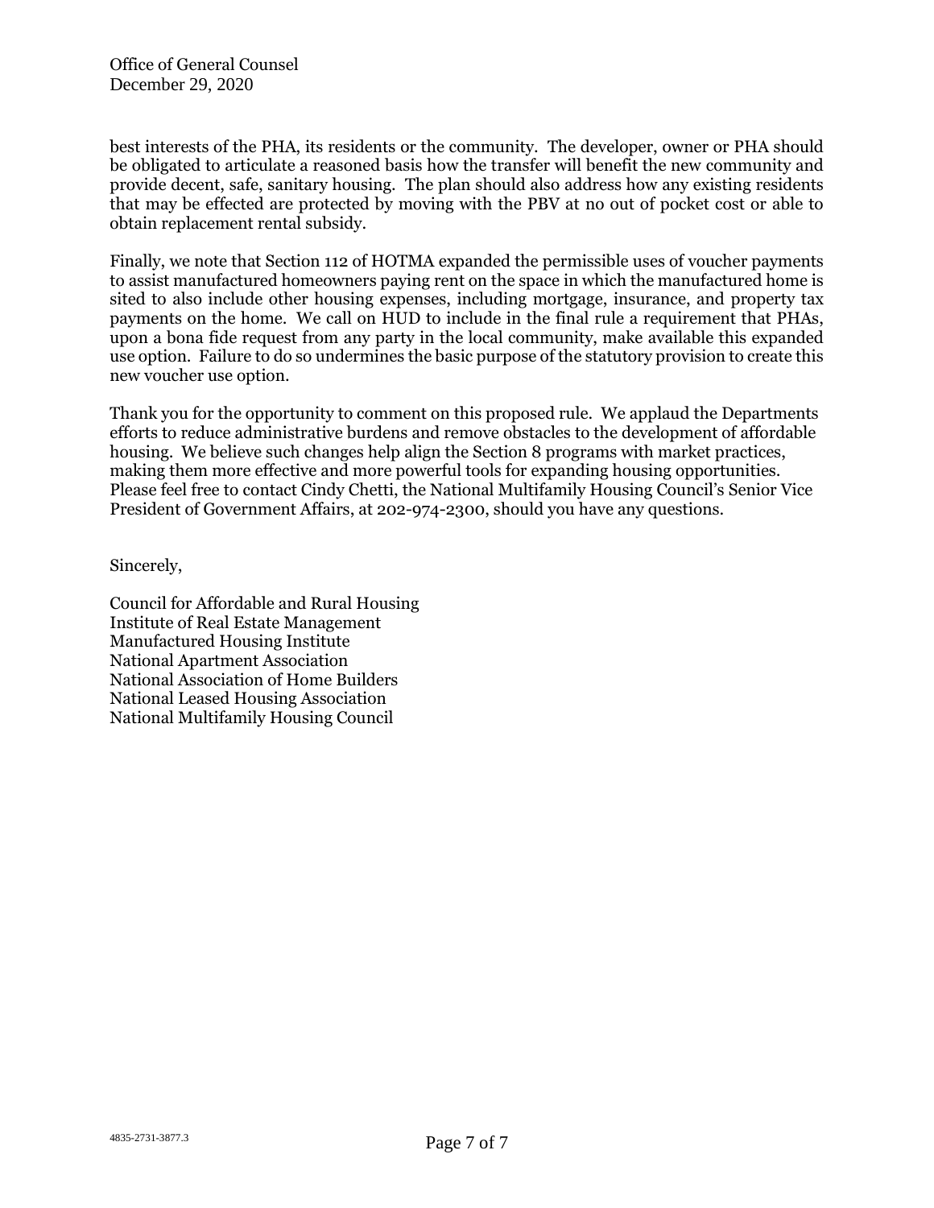best interests of the PHA, its residents or the community. The developer, owner or PHA should be obligated to articulate a reasoned basis how the transfer will benefit the new community and provide decent, safe, sanitary housing. The plan should also address how any existing residents that may be effected are protected by moving with the PBV at no out of pocket cost or able to obtain replacement rental subsidy.

Finally, we note that Section 112 of HOTMA expanded the permissible uses of voucher payments to assist manufactured homeowners paying rent on the space in which the manufactured home is sited to also include other housing expenses, including mortgage, insurance, and property tax payments on the home. We call on HUD to include in the final rule a requirement that PHAs, upon a bona fide request from any party in the local community, make available this expanded use option. Failure to do so undermines the basic purpose of the statutory provision to create this new voucher use option.

Thank you for the opportunity to comment on this proposed rule. We applaud the Departments efforts to reduce administrative burdens and remove obstacles to the development of affordable housing. We believe such changes help align the Section 8 programs with market practices, making them more effective and more powerful tools for expanding housing opportunities. Please feel free to contact Cindy Chetti, the National Multifamily Housing Council's Senior Vice President of Government Affairs, at 202-974-2300, should you have any questions.

Sincerely,

Council for Affordable and Rural Housing
Institute of Real Estate Management
Manufactured Housing Institute
National Apartment Association
National Association of Home Builders
National Leased Housing Association
National Multifamily Housing Council

4835-2731-3877.3